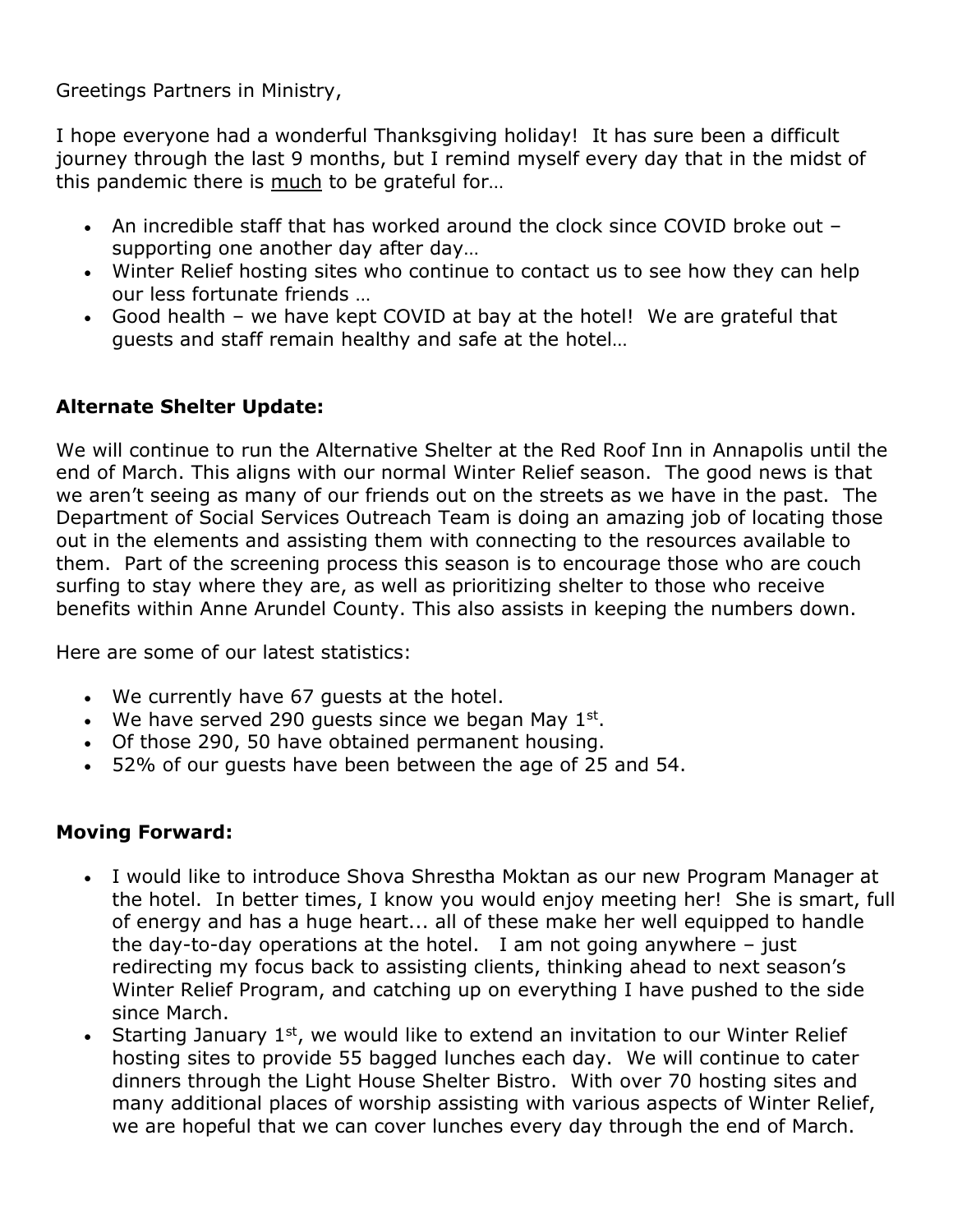Greetings Partners in Ministry,

I hope everyone had a wonderful Thanksgiving holiday! It has sure been a difficult journey through the last 9 months, but I remind myself every day that in the midst of this pandemic there is <u>much</u> to be grateful for…

- An incredible staff that has worked around the clock since COVID broke out – supporting one another day after day…
- Winter Relief hosting sites who continue to contact us to see how they can help our less fortunate friends …
- Good health – we have kept COVID at bay at the hotel! We are grateful that guests and staff remain healthy and safe at the hotel…

**Alternate Shelter Update:**

We will continue to run the Alternative Shelter at the Red Roof Inn in Annapolis until the end of March. This aligns with our normal Winter Relief season. The good news is that we aren't seeing as many of our friends out on the streets as we have in the past. The Department of Social Services Outreach Team is doing an amazing job of locating those out in the elements and assisting them with connecting to the resources available to them. Part of the screening process this season is to encourage those who are couch surfing to stay where they are, as well as prioritizing shelter to those who receive benefits within Anne Arundel County. This also assists in keeping the numbers down.

Here are some of our latest statistics:

- We currently have 67 guests at the hotel.
- We have served 290 guests since we began May 1st.
- Of those 290, 50 have obtained permanent housing.
- 52% of our guests have been between the age of 25 and 54.

**Moving Forward:**

- I would like to introduce Shova Shrestha Moktan as our new Program Manager at the hotel. In better times, I know you would enjoy meeting her! She is smart, full of energy and has a huge heart... all of these make her well equipped to handle the day-to-day operations at the hotel. I am not going anywhere – just redirecting my focus back to assisting clients, thinking ahead to next season's Winter Relief Program, and catching up on everything I have pushed to the side since March.
- Starting January 1st, we would like to extend an invitation to our Winter Relief hosting sites to provide 55 bagged lunches each day. We will continue to cater dinners through the Light House Shelter Bistro. With over 70 hosting sites and many additional places of worship assisting with various aspects of Winter Relief, we are hopeful that we can cover lunches every day through the end of March.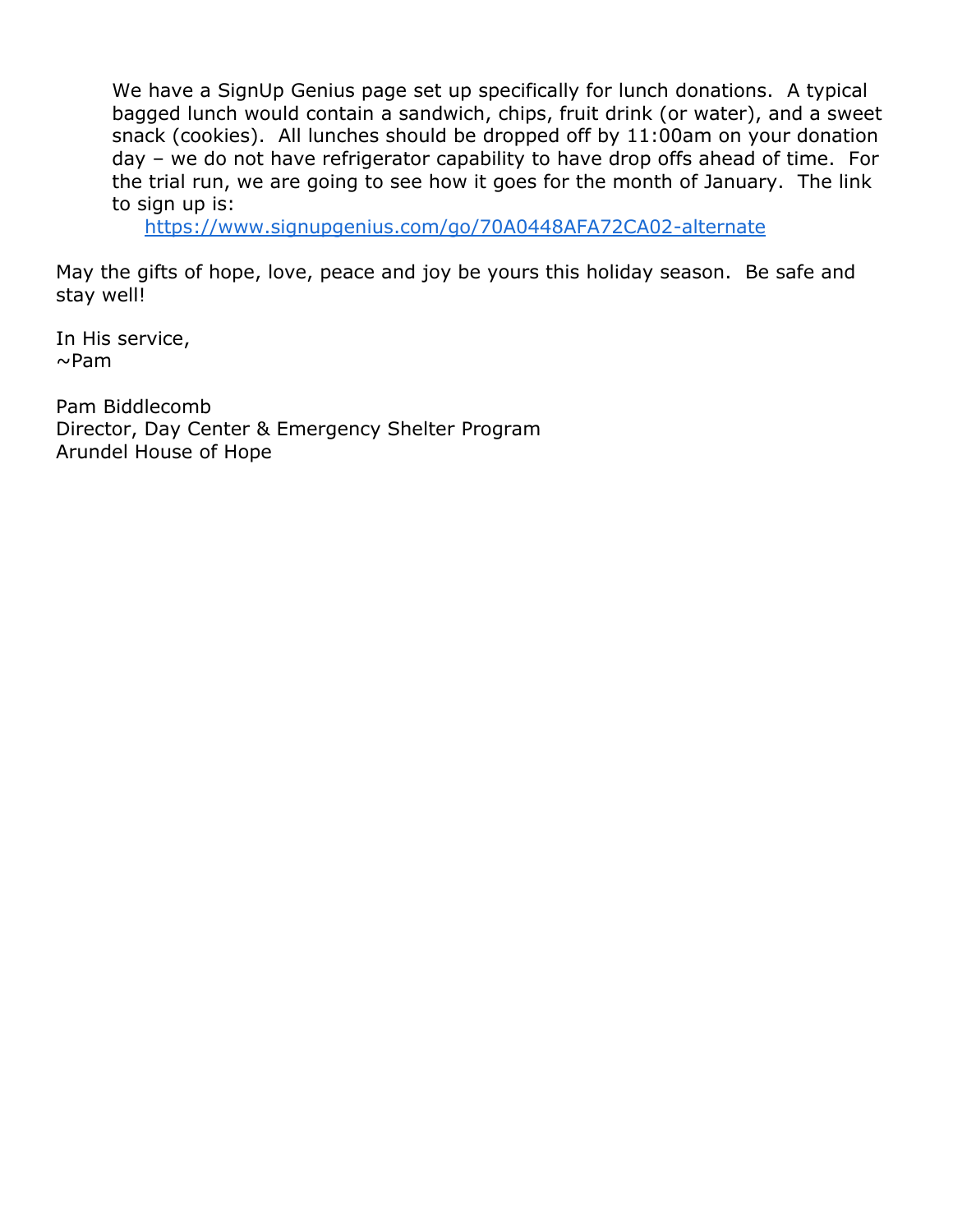We have a SignUp Genius page set up specifically for lunch donations. A typical bagged lunch would contain a sandwich, chips, fruit drink (or water), and a sweet snack (cookies). All lunches should be dropped off by 11:00am on your donation day – we do not have refrigerator capability to have drop offs ahead of time. For the trial run, we are going to see how it goes for the month of January. The link to sign up is:

https://www.signupgenius.com/go/70A0448AFA72CA02-alternate

May the gifts of hope, love, peace and joy be yours this holiday season. Be safe and stay well!

In His service,
~Pam

Pam Biddlecomb
Director, Day Center & Emergency Shelter Program
Arundel House of Hope